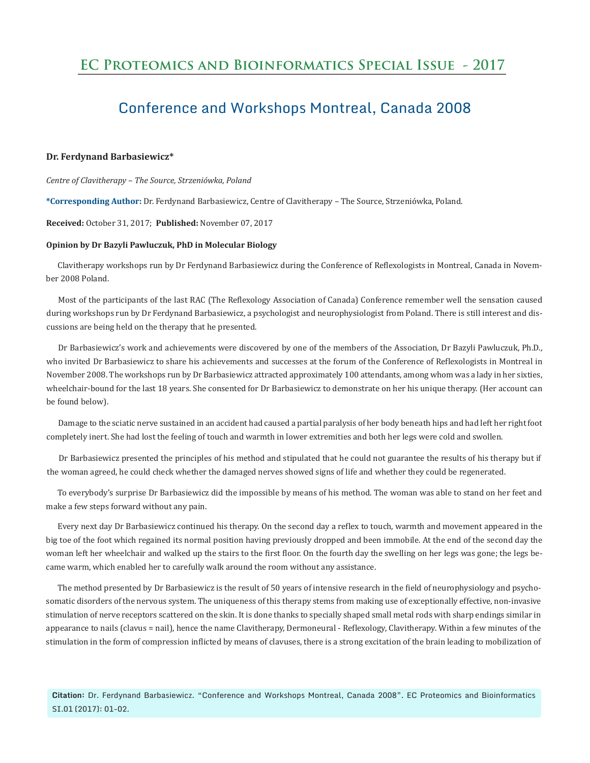# EC Proteomics and Bioinformatics Special Issue - 2017

## Conference and Workshops Montreal, Canada 2008

**Dr. Ferdynand Barbasiewicz***

*Centre of Clavitherapy – The Source, Strzeniówka, Poland*

**\*Corresponding Author:** Dr. Ferdynand Barbasiewicz, Centre of Clavitherapy – The Source, Strzeniówka, Poland.

**Received:** October 31, 2017; **Published:** November 07, 2017

**Opinion by Dr Bazyli Pawluczuk, PhD in Molecular Biology**

Clavitherapy workshops run by Dr Ferdynand Barbasiewicz during the Conference of Reflexologists in Montreal, Canada in November 2008 Poland.

Most of the participants of the last RAC (The Reflexology Association of Canada) Conference remember well the sensation caused during workshops run by Dr Ferdynand Barbasiewicz, a psychologist and neurophysiologist from Poland. There is still interest and discussions are being held on the therapy that he presented.

Dr Barbasiewicz's work and achievements were discovered by one of the members of the Association, Dr Bazyli Pawluczuk, Ph.D., who invited Dr Barbasiewicz to share his achievements and successes at the forum of the Conference of Reflexologists in Montreal in November 2008. The workshops run by Dr Barbasiewicz attracted approximately 100 attendants, among whom was a lady in her sixties, wheelchair-bound for the last 18 years. She consented for Dr Barbasiewicz to demonstrate on her his unique therapy. (Her account can be found below).

Damage to the sciatic nerve sustained in an accident had caused a partial paralysis of her body beneath hips and had left her right foot completely inert. She had lost the feeling of touch and warmth in lower extremities and both her legs were cold and swollen.

Dr Barbasiewicz presented the principles of his method and stipulated that he could not guarantee the results of his therapy but if the woman agreed, he could check whether the damaged nerves showed signs of life and whether they could be regenerated.

To everybody's surprise Dr Barbasiewicz did the impossible by means of his method. The woman was able to stand on her feet and make a few steps forward without any pain.

Every next day Dr Barbasiewicz continued his therapy. On the second day a reflex to touch, warmth and movement appeared in the big toe of the foot which regained its normal position having previously dropped and been immobile. At the end of the second day the woman left her wheelchair and walked up the stairs to the first floor. On the fourth day the swelling on her legs was gone; the legs became warm, which enabled her to carefully walk around the room without any assistance.

The method presented by Dr Barbasiewicz is the result of 50 years of intensive research in the field of neurophysiology and psychosomatic disorders of the nervous system. The uniqueness of this therapy stems from making use of exceptionally effective, non-invasive stimulation of nerve receptors scattered on the skin. It is done thanks to specially shaped small metal rods with sharp endings similar in appearance to nails (clavus = nail), hence the name Clavitherapy, Dermoneural - Reflexology, Clavitherapy. Within a few minutes of the stimulation in the form of compression inflicted by means of clavuses, there is a strong excitation of the brain leading to mobilization of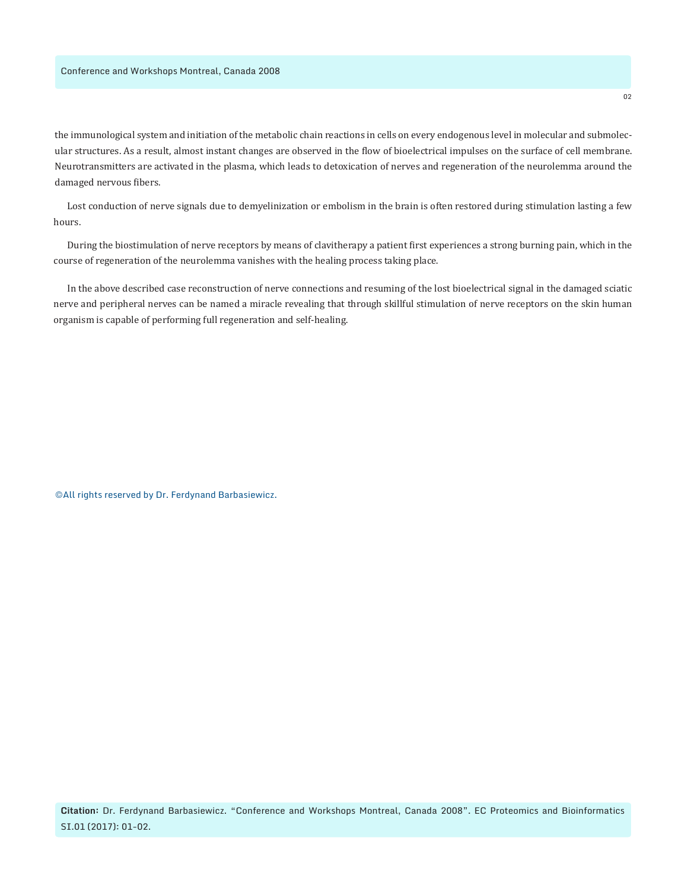the immunological system and initiation of the metabolic chain reactions in cells on every endogenous level in molecular and submolecular structures. As a result, almost instant changes are observed in the flow of bioelectrical impulses on the surface of cell membrane. Neurotransmitters are activated in the plasma, which leads to detoxication of nerves and regeneration of the neurolemma around the damaged nervous fibers.

Lost conduction of nerve signals due to demyelinization or embolism in the brain is often restored during stimulation lasting a few hours.

During the biostimulation of nerve receptors by means of clavitherapy a patient first experiences a strong burning pain, which in the course of regeneration of the neurolemma vanishes with the healing process taking place.

In the above described case reconstruction of nerve connections and resuming of the lost bioelectrical signal in the damaged sciatic nerve and peripheral nerves can be named a miracle revealing that through skillful stimulation of nerve receptors on the skin human organism is capable of performing full regeneration and self-healing.

©All rights reserved by Dr. Ferdynand Barbasiewicz.